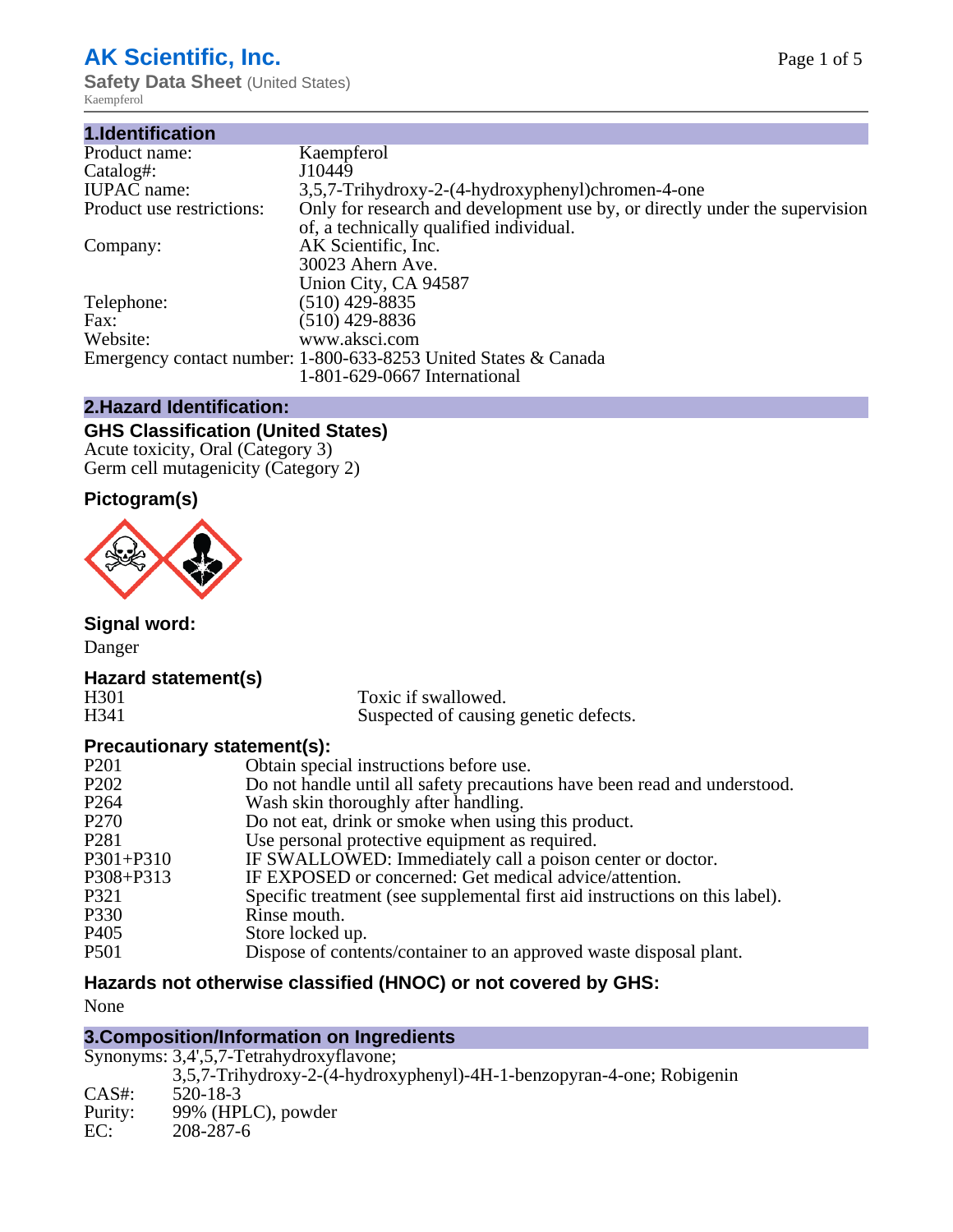# AK Scientific, Inc.

**Safety Data Sheet** (United States)

Kaempferol

## 1.Identification

| | |
|---|---|
| Product name: | Kaempferol |
| Catalog#: | J10449 |
| IUPAC name: | 3,5,7-Trihydroxy-2-(4-hydroxyphenyl)chromen-4-one |
| Product use restrictions: | Only for research and development use by, or directly under the supervision of, a technically qualified individual. |
| Company: | AK Scientific, Inc.<br>30023 Ahern Ave.<br>Union City, CA 94587 |
| Telephone: | (510) 429-8835 |
| Fax: | (510) 429-8836 |
| Website: | www.aksci.com |
| Emergency contact number: | 1-800-633-8253 United States & Canada<br>1-801-629-0667 International |

## 2.Hazard Identification:

### GHS Classification (United States)

Acute toxicity, Oral (Category 3)
Germ cell mutagenicity (Category 2)

### Pictogram(s)

### Signal word:

Danger

### Hazard statement(s)

| | |
|---|---|
| H301 | Toxic if swallowed. |
| H341 | Suspected of causing genetic defects. |

### Precautionary statement(s):

| | |
|---|---|
| P201 | Obtain special instructions before use. |
| P202 | Do not handle until all safety precautions have been read and understood. |
| P264 | Wash skin thoroughly after handling. |
| P270 | Do not eat, drink or smoke when using this product. |
| P281 | Use personal protective equipment as required. |
| P301+P310 | IF SWALLOWED: Immediately call a poison center or doctor. |
| P308+P313 | IF EXPOSED or concerned: Get medical advice/attention. |
| P321 | Specific treatment (see supplemental first aid instructions on this label). |
| P330 | Rinse mouth. |
| P405 | Store locked up. |
| P501 | Dispose of contents/container to an approved waste disposal plant. |

### Hazards not otherwise classified (HNOC) or not covered by GHS:

None

## 3.Composition/Information on Ingredients

| | |
|---|---|
| Synonyms: | 3,4',5,7-Tetrahydroxyflavone;<br>3,5,7-Trihydroxy-2-(4-hydroxyphenyl)-4H-1-benzopyran-4-one; Robigenin |
| CAS#: | 520-18-3 |
| Purity: | 99% (HPLC), powder |
| EC: | 208-287-6 |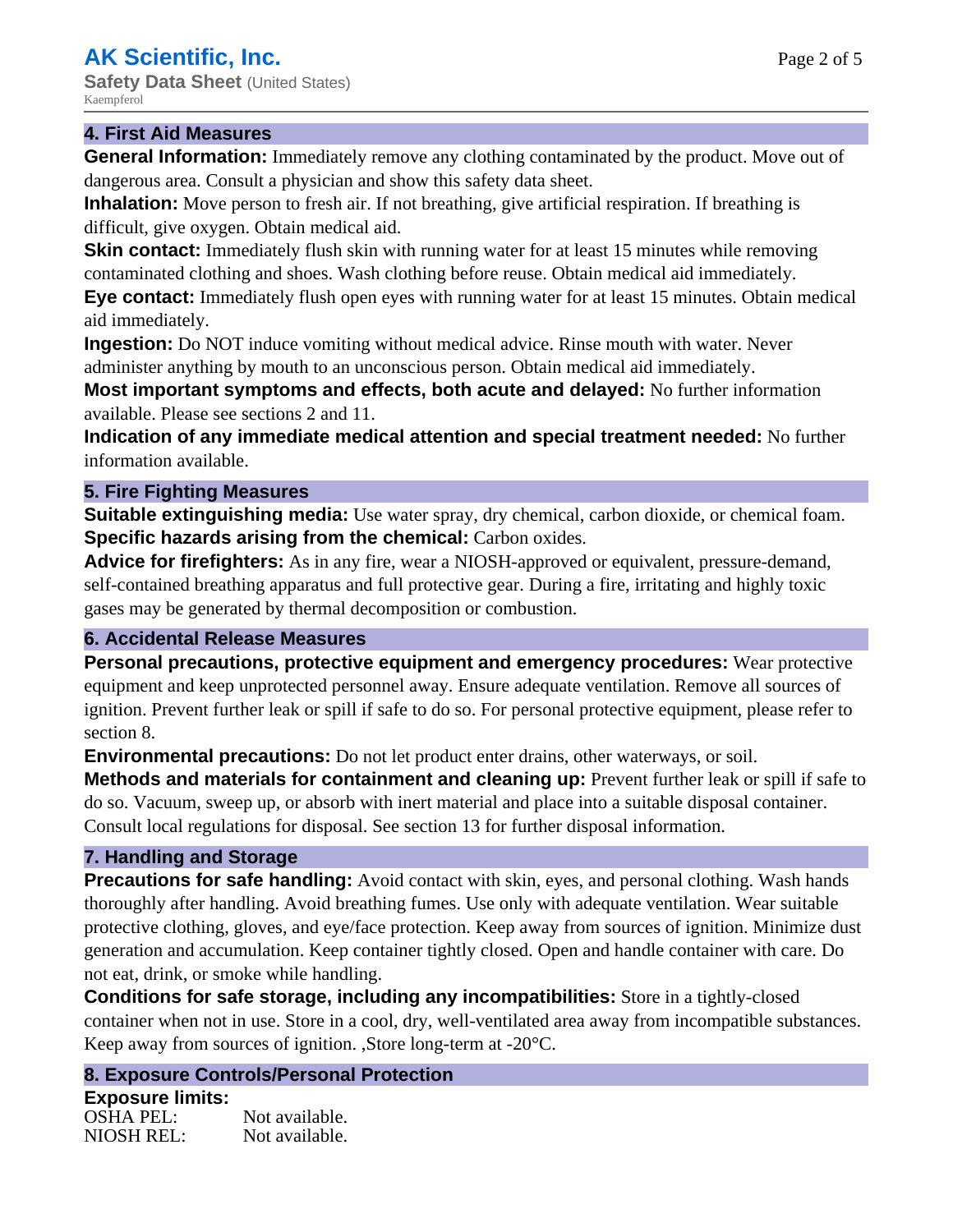## 4. First Aid Measures

**General Information:** Immediately remove any clothing contaminated by the product. Move out of dangerous area. Consult a physician and show this safety data sheet.

**Inhalation:** Move person to fresh air. If not breathing, give artificial respiration. If breathing is difficult, give oxygen. Obtain medical aid.

**Skin contact:** Immediately flush skin with running water for at least 15 minutes while removing contaminated clothing and shoes. Wash clothing before reuse. Obtain medical aid immediately.

**Eye contact:** Immediately flush open eyes with running water for at least 15 minutes. Obtain medical aid immediately.

**Ingestion:** Do NOT induce vomiting without medical advice. Rinse mouth with water. Never administer anything by mouth to an unconscious person. Obtain medical aid immediately.

**Most important symptoms and effects, both acute and delayed:** No further information available. Please see sections 2 and 11.

**Indication of any immediate medical attention and special treatment needed:** No further information available.

## 5. Fire Fighting Measures

**Suitable extinguishing media:** Use water spray, dry chemical, carbon dioxide, or chemical foam.

**Specific hazards arising from the chemical:** Carbon oxides.

**Advice for firefighters:** As in any fire, wear a NIOSH-approved or equivalent, pressure-demand, self-contained breathing apparatus and full protective gear. During a fire, irritating and highly toxic gases may be generated by thermal decomposition or combustion.

## 6. Accidental Release Measures

**Personal precautions, protective equipment and emergency procedures:** Wear protective equipment and keep unprotected personnel away. Ensure adequate ventilation. Remove all sources of ignition. Prevent further leak or spill if safe to do so. For personal protective equipment, please refer to section 8.

**Environmental precautions:** Do not let product enter drains, other waterways, or soil.

**Methods and materials for containment and cleaning up:** Prevent further leak or spill if safe to do so. Vacuum, sweep up, or absorb with inert material and place into a suitable disposal container. Consult local regulations for disposal. See section 13 for further disposal information.

## 7. Handling and Storage

**Precautions for safe handling:** Avoid contact with skin, eyes, and personal clothing. Wash hands thoroughly after handling. Avoid breathing fumes. Use only with adequate ventilation. Wear suitable protective clothing, gloves, and eye/face protection. Keep away from sources of ignition. Minimize dust generation and accumulation. Keep container tightly closed. Open and handle container with care. Do not eat, drink, or smoke while handling.

**Conditions for safe storage, including any incompatibilities:** Store in a tightly-closed container when not in use. Store in a cool, dry, well-ventilated area away from incompatible substances. Keep away from sources of ignition. ,Store long-term at -20°C.

## 8. Exposure Controls/Personal Protection

**Exposure limits:**

| | |
|---|---|
| OSHA PEL: | Not available. |
| NIOSH REL: | Not available. |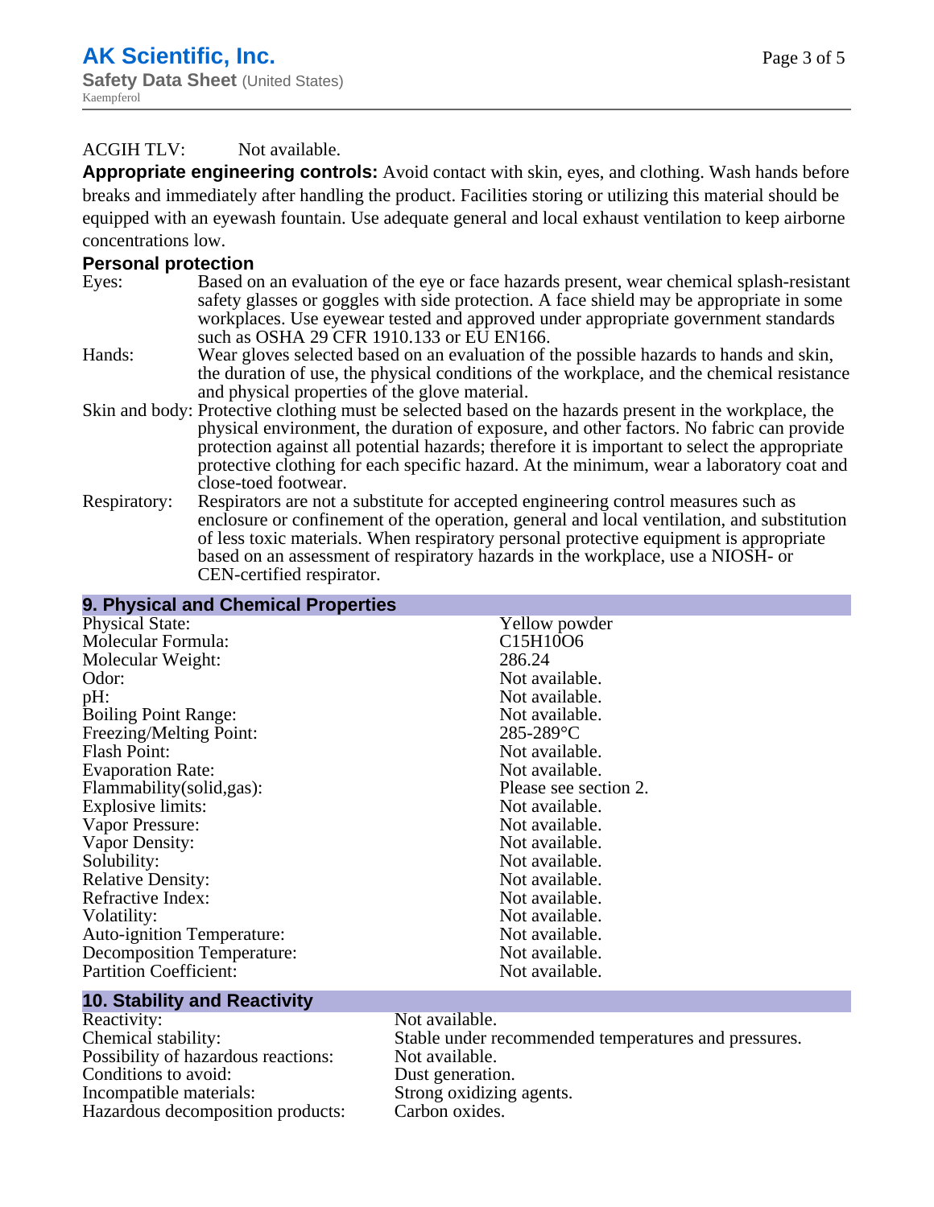ACGIH TLV: Not available.

**Appropriate engineering controls:** Avoid contact with skin, eyes, and clothing. Wash hands before breaks and immediately after handling the product. Facilities storing or utilizing this material should be equipped with an eyewash fountain. Use adequate general and local exhaust ventilation to keep airborne concentrations low.

**Personal protection**

Eyes: Based on an evaluation of the eye or face hazards present, wear chemical splash-resistant safety glasses or goggles with side protection. A face shield may be appropriate in some workplaces. Use eyewear tested and approved under appropriate government standards such as OSHA 29 CFR 1910.133 or EU EN166.

Hands: Wear gloves selected based on an evaluation of the possible hazards to hands and skin, the duration of use, the physical conditions of the workplace, and the chemical resistance and physical properties of the glove material.

Skin and body: Protective clothing must be selected based on the hazards present in the workplace, the physical environment, the duration of exposure, and other factors. No fabric can provide protection against all potential hazards; therefore it is important to select the appropriate protective clothing for each specific hazard. At the minimum, wear a laboratory coat and close-toed footwear.

Respiratory: Respirators are not a substitute for accepted engineering control measures such as enclosure or confinement of the operation, general and local ventilation, and substitution of less toxic materials. When respiratory personal protective equipment is appropriate based on an assessment of respiratory hazards in the workplace, use a NIOSH- or CEN-certified respirator.

## 9. Physical and Chemical Properties

| | |
|---|---|
| Physical State: | Yellow powder |
| Molecular Formula: | $C_{15}H_{10}O_6$ |
| Molecular Weight: | 286.24 |
| Odor: | Not available. |
| pH: | Not available. |
| Boiling Point Range: | Not available. |
| Freezing/Melting Point: | 285-289°C |
| Flash Point: | Not available. |
| Evaporation Rate: | Not available. |
| Flammability(solid,gas): | Please see section 2. |
| Explosive limits: | Not available. |
| Vapor Pressure: | Not available. |
| Vapor Density: | Not available. |
| Solubility: | Not available. |
| Relative Density: | Not available. |
| Refractive Index: | Not available. |
| Volatility: | Not available. |
| Auto-ignition Temperature: | Not available. |
| Decomposition Temperature: | Not available. |
| Partition Coefficient: | Not available. |

## 10. Stability and Reactivity

| | |
|---|---|
| Reactivity: | Not available. |
| Chemical stability: | Stable under recommended temperatures and pressures. |
| Possibility of hazardous reactions: | Not available. |
| Conditions to avoid: | Dust generation. |
| Incompatible materials: | Strong oxidizing agents. |
| Hazardous decomposition products: | Carbon oxides. |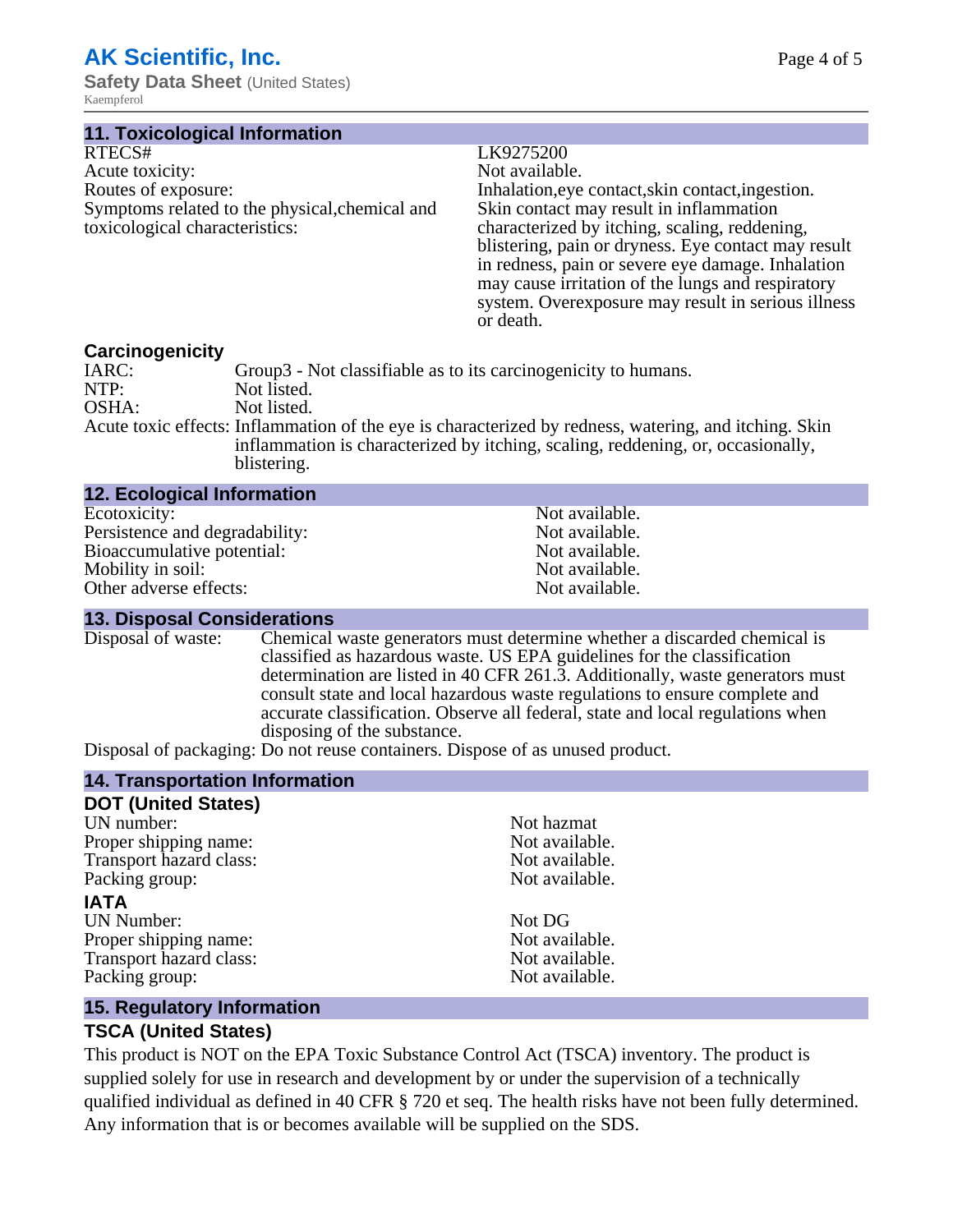## 11. Toxicological Information

| | |
|---|---|
| RTECS# | LK9275200 |
| Acute toxicity: | Not available. |
| Routes of exposure: | Inhalation,eye contact,skin contact,ingestion. |
| Symptoms related to the physical,chemical and toxicological characteristics: | Skin contact may result in inflammation characterized by itching, scaling, reddening, blistering, pain or dryness. Eye contact may result in redness, pain or severe eye damage. Inhalation may cause irritation of the lungs and respiratory system. Overexposure may result in serious illness or death. |

### Carcinogenicity

| | |
|---|---|
| IARC: | Group3 - Not classifiable as to its carcinogenicity to humans. |
| NTP: | Not listed. |
| OSHA: | Not listed. |
| Acute toxic effects: | Inflammation of the eye is characterized by redness, watering, and itching. Skin inflammation is characterized by itching, scaling, reddening, or, occasionally, blistering. |

## 12. Ecological Information

| | |
|---|---|
| Ecotoxicity: | Not available. |
| Persistence and degradability: | Not available. |
| Bioaccumulative potential: | Not available. |
| Mobility in soil: | Not available. |
| Other adverse effects: | Not available. |

## 13. Disposal Considerations

| | |
|---|---|
| Disposal of waste: | Chemical waste generators must determine whether a discarded chemical is classified as hazardous waste. US EPA guidelines for the classification determination are listed in 40 CFR 261.3. Additionally, waste generators must consult state and local hazardous waste regulations to ensure complete and accurate classification. Observe all federal, state and local regulations when disposing of the substance. |
| Disposal of packaging: | Do not reuse containers. Dispose of as unused product. |

## 14. Transportation Information

### DOT (United States)

| | |
|---|---|
| UN number: | Not hazmat |
| Proper shipping name: | Not available. |
| Transport hazard class: | Not available. |
| Packing group: | Not available. |

### IATA

| | |
|---|---|
| UN Number: | Not DG |
| Proper shipping name: | Not available. |
| Transport hazard class: | Not available. |
| Packing group: | Not available. |

## 15. Regulatory Information

### TSCA (United States)

This product is NOT on the EPA Toxic Substance Control Act (TSCA) inventory. The product is supplied solely for use in research and development by or under the supervision of a technically qualified individual as defined in 40 CFR § 720 et seq. The health risks have not been fully determined. Any information that is or becomes available will be supplied on the SDS.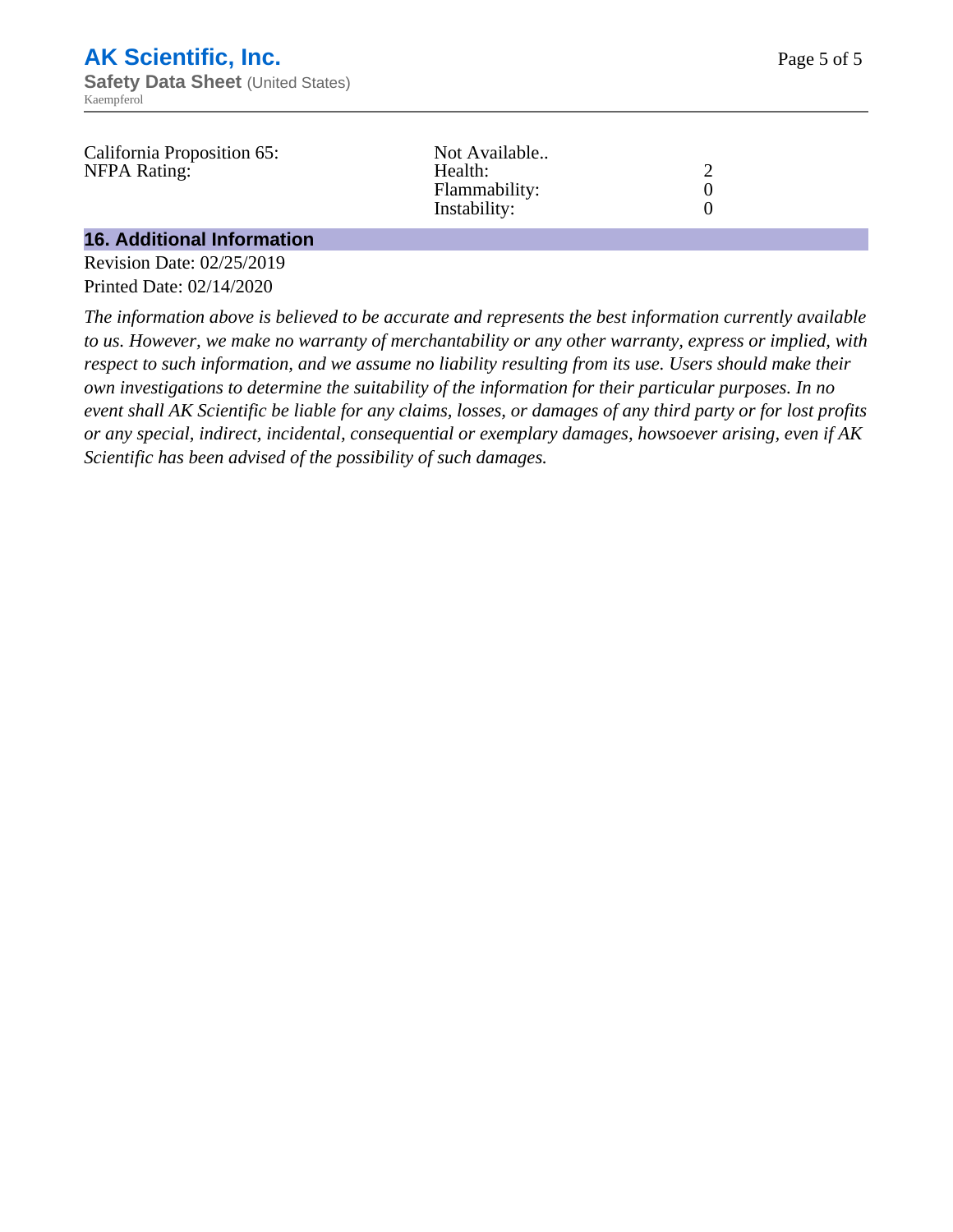| | | |
|---|---|---|
| California Proposition 65: | Not Available.. | |
| NFPA Rating: | Health: | 2 |
| | Flammability: | 0 |
| | Instability: | 0 |

## 16. Additional Information

Revision Date: 02/25/2019

Printed Date: 02/14/2020

*The information above is believed to be accurate and represents the best information currently available to us. However, we make no warranty of merchantability or any other warranty, express or implied, with respect to such information, and we assume no liability resulting from its use. Users should make their own investigations to determine the suitability of the information for their particular purposes. In no event shall AK Scientific be liable for any claims, losses, or damages of any third party or for lost profits or any special, indirect, incidental, consequential or exemplary damages, howsoever arising, even if AK Scientific has been advised of the possibility of such damages.*